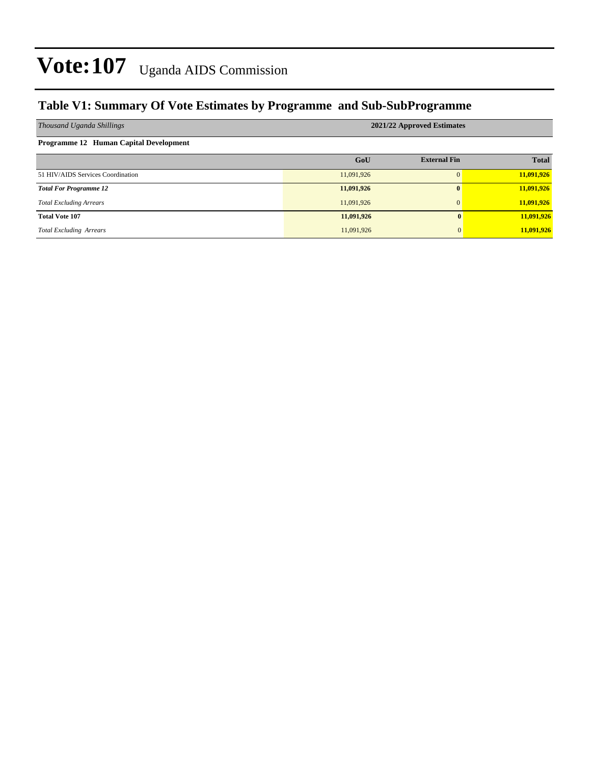# Vote:107 Uganda AIDS Commission

## Table V1: Summary Of Vote Estimates by Programme and Sub-SubProgramme

| *Thousand Uganda Shillings* | 2021/22 Approved Estimates | | |
|---|---|---|---|
| **Programme 12 Human Capital Development** | | | |
| | **GoU** | **External Fin** | **Total** |
| 51 HIV/AIDS Services Coordination | 11,091,926 | 0 | **11,091,926** |
| ***Total For Programme 12*** | **11,091,926** | **0** | **11,091,926** |
| *Total Excluding Arrears* | 11,091,926 | 0 | **11,091,926** |
| **Total Vote 107** | **11,091,926** | **0** | **11,091,926** |
| *Total Excluding Arrears* | 11,091,926 | 0 | **11,091,926** |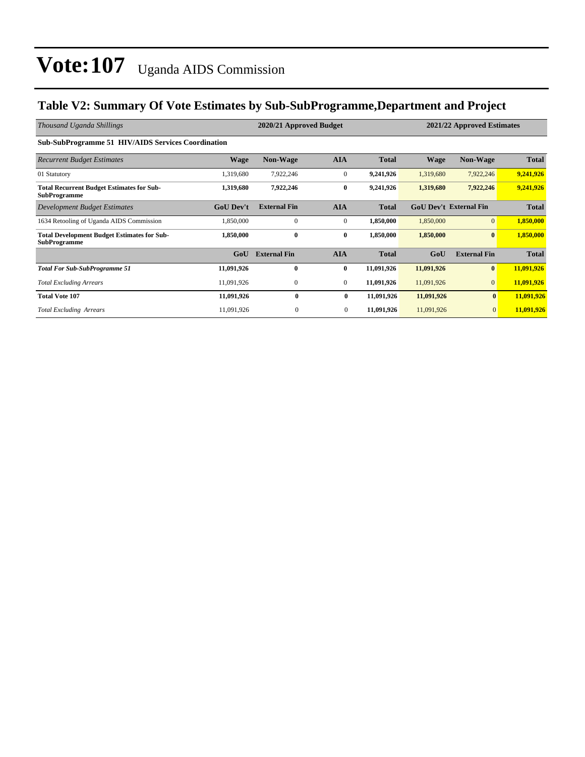# Vote:107 Uganda AIDS Commission

## Table V2: Summary Of Vote Estimates by Sub-SubProgramme,Department and Project

| *Thousand Uganda Shillings* | 2020/21 Approved Budget | | | | 2021/22 Approved Estimates | | |
|---|---|---|---|---|---|---|---|
| **Sub-SubProgramme 51 HIV/AIDS Services Coordination** | | | | | | | |
| *Recurrent Budget Estimates* | **Wage** | **Non-Wage** | **AIA** | **Total** | **Wage** | **Non-Wage** | **Total** |
| 01 Statutory | 1,319,680 | 7,922,246 | 0 | **9,241,926** | 1,319,680 | 7,922,246 | **9,241,926** |
| **Total Recurrent Budget Estimates for Sub-SubProgramme** | **1,319,680** | **7,922,246** | **0** | **9,241,926** | **1,319,680** | **7,922,246** | **9,241,926** |
| *Development Budget Estimates* | **GoU Dev't** | **External Fin** | **AIA** | **Total** | **GoU Dev't** | **External Fin** | **Total** |
| 1634 Retooling of Uganda AIDS Commission | 1,850,000 | 0 | 0 | **1,850,000** | 1,850,000 | 0 | **1,850,000** |
| **Total Development Budget Estimates for Sub-SubProgramme** | **1,850,000** | **0** | **0** | **1,850,000** | **1,850,000** | **0** | **1,850,000** |
| | **GoU** | **External Fin** | **AIA** | **Total** | **GoU** | **External Fin** | **Total** |
| ***Total For Sub-SubProgramme 51*** | **11,091,926** | **0** | **0** | **11,091,926** | **11,091,926** | **0** | **11,091,926** |
| *Total Excluding Arrears* | 11,091,926 | 0 | 0 | **11,091,926** | 11,091,926 | 0 | **11,091,926** |
| **Total Vote 107** | **11,091,926** | **0** | **0** | **11,091,926** | **11,091,926** | **0** | **11,091,926** |
| *Total Excluding Arrears* | 11,091,926 | 0 | 0 | **11,091,926** | 11,091,926 | 0 | **11,091,926** |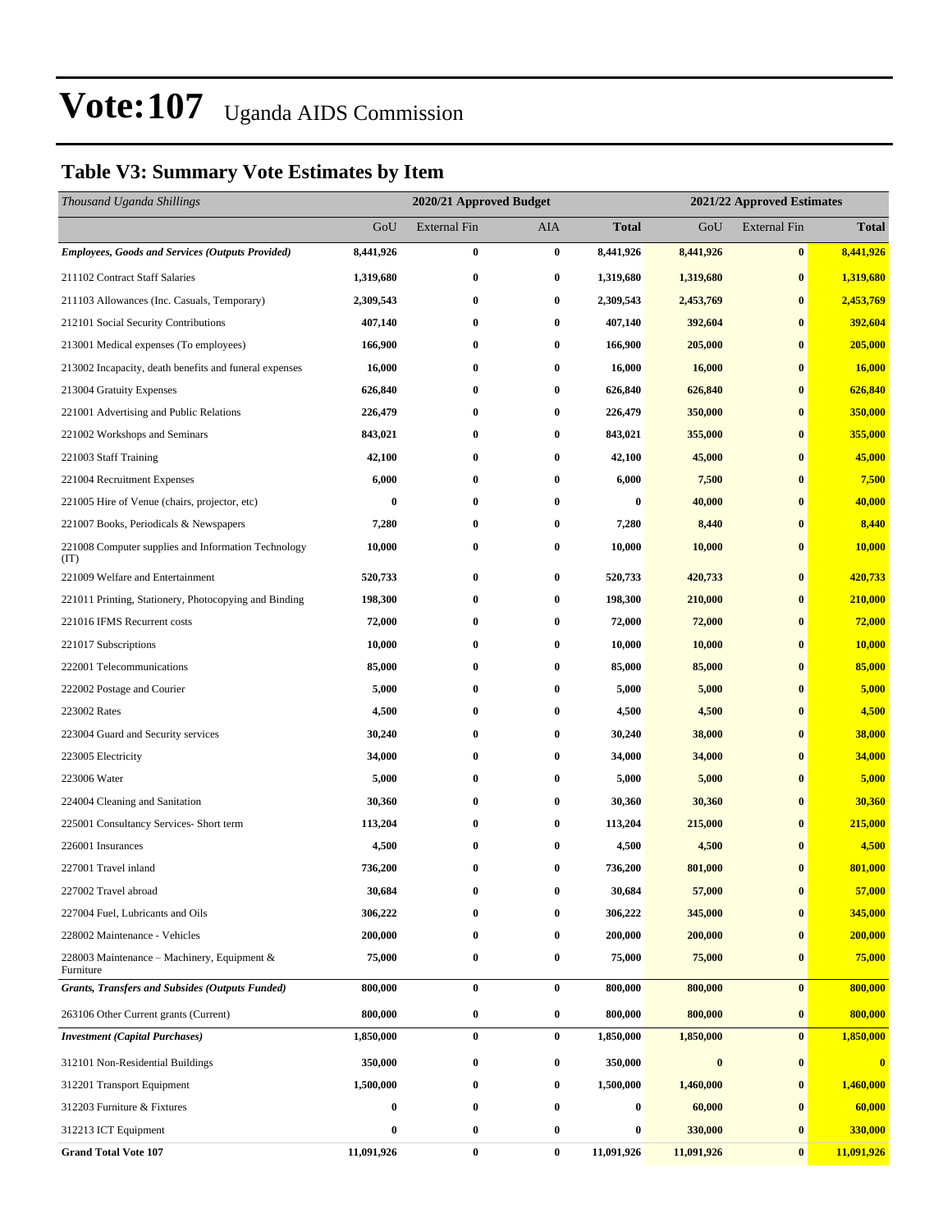# Vote:107 Uganda AIDS Commission

## Table V3: Summary Vote Estimates by Item

| *Thousand Uganda Shillings* | 2020/21 Approved Budget | | | | 2021/22 Approved Estimates | | |
|---|---|---|---|---|---|---|---|
| | GoU | External Fin | AIA | **Total** | GoU | External Fin | **Total** |
| ***Employees, Goods and Services (Outputs Provided)*** | **8,441,926** | **0** | **0** | **8,441,926** | **8,441,926** | **0** | **8,441,926** |
| 211102 Contract Staff Salaries | **1,319,680** | **0** | **0** | **1,319,680** | **1,319,680** | **0** | **1,319,680** |
| 211103 Allowances (Inc. Casuals, Temporary) | **2,309,543** | **0** | **0** | **2,309,543** | **2,453,769** | **0** | **2,453,769** |
| 212101 Social Security Contributions | **407,140** | **0** | **0** | **407,140** | **392,604** | **0** | **392,604** |
| 213001 Medical expenses (To employees) | **166,900** | **0** | **0** | **166,900** | **205,000** | **0** | **205,000** |
| 213002 Incapacity, death benefits and funeral expenses | **16,000** | **0** | **0** | **16,000** | **16,000** | **0** | **16,000** |
| 213004 Gratuity Expenses | **626,840** | **0** | **0** | **626,840** | **626,840** | **0** | **626,840** |
| 221001 Advertising and Public Relations | **226,479** | **0** | **0** | **226,479** | **350,000** | **0** | **350,000** |
| 221002 Workshops and Seminars | **843,021** | **0** | **0** | **843,021** | **355,000** | **0** | **355,000** |
| 221003 Staff Training | **42,100** | **0** | **0** | **42,100** | **45,000** | **0** | **45,000** |
| 221004 Recruitment Expenses | **6,000** | **0** | **0** | **6,000** | **7,500** | **0** | **7,500** |
| 221005 Hire of Venue (chairs, projector, etc) | **0** | **0** | **0** | **0** | **40,000** | **0** | **40,000** |
| 221007 Books, Periodicals & Newspapers | **7,280** | **0** | **0** | **7,280** | **8,440** | **0** | **8,440** |
| 221008 Computer supplies and Information Technology (IT) | **10,000** | **0** | **0** | **10,000** | **10,000** | **0** | **10,000** |
| 221009 Welfare and Entertainment | **520,733** | **0** | **0** | **520,733** | **420,733** | **0** | **420,733** |
| 221011 Printing, Stationery, Photocopying and Binding | **198,300** | **0** | **0** | **198,300** | **210,000** | **0** | **210,000** |
| 221016 IFMS Recurrent costs | **72,000** | **0** | **0** | **72,000** | **72,000** | **0** | **72,000** |
| 221017 Subscriptions | **10,000** | **0** | **0** | **10,000** | **10,000** | **0** | **10,000** |
| 222001 Telecommunications | **85,000** | **0** | **0** | **85,000** | **85,000** | **0** | **85,000** |
| 222002 Postage and Courier | **5,000** | **0** | **0** | **5,000** | **5,000** | **0** | **5,000** |
| 223002 Rates | **4,500** | **0** | **0** | **4,500** | **4,500** | **0** | **4,500** |
| 223004 Guard and Security services | **30,240** | **0** | **0** | **30,240** | **38,000** | **0** | **38,000** |
| 223005 Electricity | **34,000** | **0** | **0** | **34,000** | **34,000** | **0** | **34,000** |
| 223006 Water | **5,000** | **0** | **0** | **5,000** | **5,000** | **0** | **5,000** |
| 224004 Cleaning and Sanitation | **30,360** | **0** | **0** | **30,360** | **30,360** | **0** | **30,360** |
| 225001 Consultancy Services- Short term | **113,204** | **0** | **0** | **113,204** | **215,000** | **0** | **215,000** |
| 226001 Insurances | **4,500** | **0** | **0** | **4,500** | **4,500** | **0** | **4,500** |
| 227001 Travel inland | **736,200** | **0** | **0** | **736,200** | **801,000** | **0** | **801,000** |
| 227002 Travel abroad | **30,684** | **0** | **0** | **30,684** | **57,000** | **0** | **57,000** |
| 227004 Fuel, Lubricants and Oils | **306,222** | **0** | **0** | **306,222** | **345,000** | **0** | **345,000** |
| 228002 Maintenance - Vehicles | **200,000** | **0** | **0** | **200,000** | **200,000** | **0** | **200,000** |
| 228003 Maintenance – Machinery, Equipment & Furniture | **75,000** | **0** | **0** | **75,000** | **75,000** | **0** | **75,000** |
| ***Grants, Transfers and Subsides (Outputs Funded)*** | **800,000** | **0** | **0** | **800,000** | **800,000** | **0** | **800,000** |
| 263106 Other Current grants (Current) | **800,000** | **0** | **0** | **800,000** | **800,000** | **0** | **800,000** |
| ***Investment (Capital Purchases)*** | **1,850,000** | **0** | **0** | **1,850,000** | **1,850,000** | **0** | **1,850,000** |
| 312101 Non-Residential Buildings | **350,000** | **0** | **0** | **350,000** | **0** | **0** | **0** |
| 312201 Transport Equipment | **1,500,000** | **0** | **0** | **1,500,000** | **1,460,000** | **0** | **1,460,000** |
| 312203 Furniture & Fixtures | **0** | **0** | **0** | **0** | **60,000** | **0** | **60,000** |
| 312213 ICT Equipment | **0** | **0** | **0** | **0** | **330,000** | **0** | **330,000** |
| **Grand Total Vote 107** | **11,091,926** | **0** | **0** | **11,091,926** | **11,091,926** | **0** | **11,091,926** |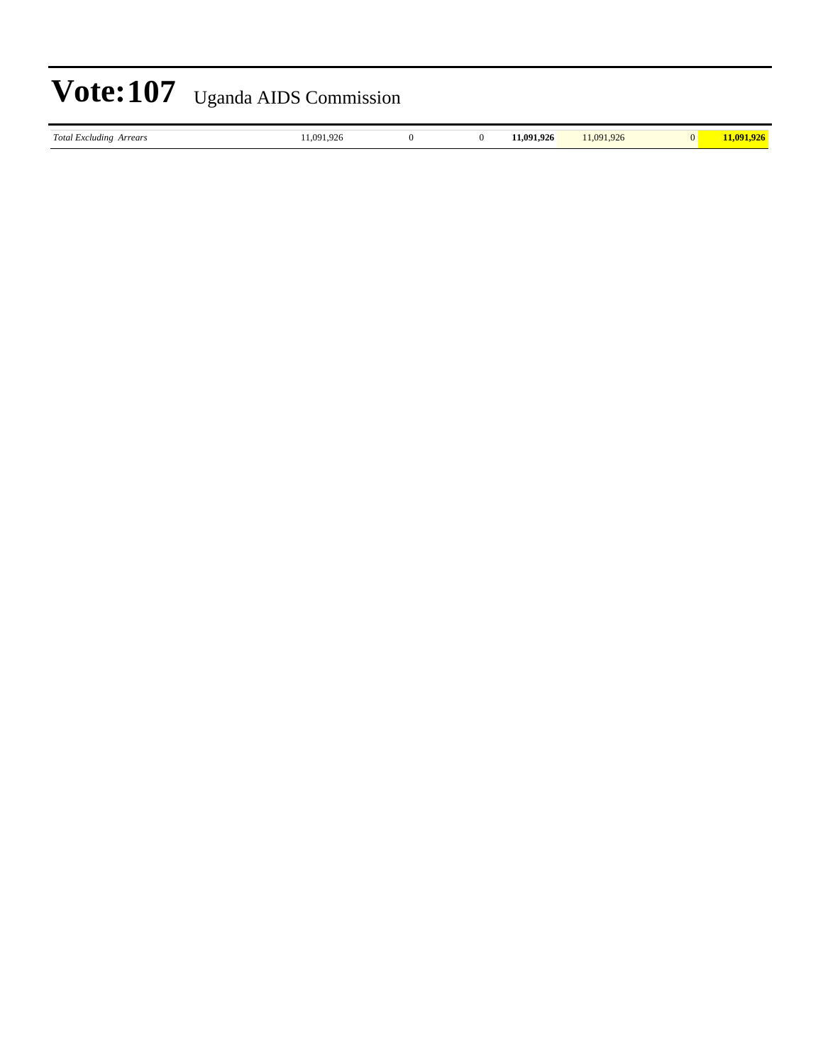# Vote:107 Uganda AIDS Commission

| | | | | | | | |
|---|---|---|---|---|---|---|---|
| *Total Excluding Arrears* | 11,091,926 | 0 | 0 | **11,091,926** | 11,091,926 | 0 | **11,091,926** |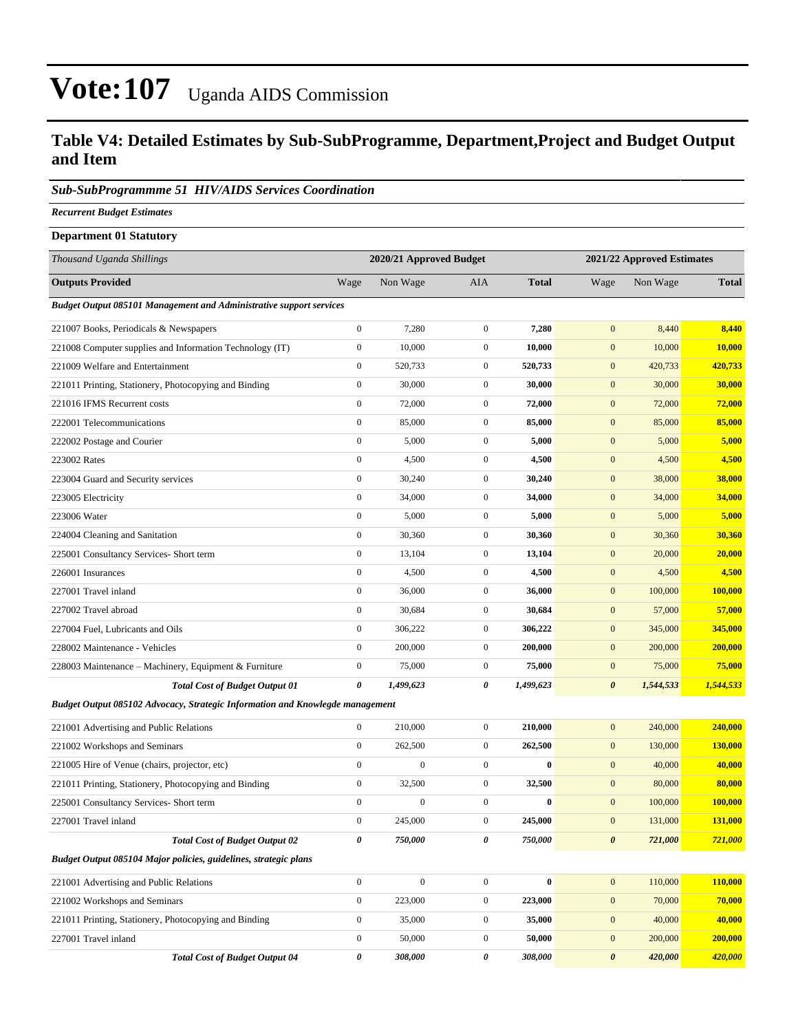# Vote:107 Uganda AIDS Commission

## Table V4: Detailed Estimates by Sub-SubProgramme, Department,Project and Budget Output and Item

### *Sub-SubProgrammme 51 HIV/AIDS Services Coordination*

***Recurrent Budget Estimates***

**Department 01 Statutory**

| *Thousand Uganda Shillings* | 2020/21 Approved Budget | | | | 2021/22 Approved Estimates | | |
|---|---|---|---|---|---|---|---|
| **Outputs Provided** | Wage | Non Wage | AIA | **Total** | Wage | Non Wage | **Total** |
| ***Budget Output 085101 Management and Administrative support services*** | | | | | | | |
| 221007 Books, Periodicals & Newspapers | 0 | 7,280 | 0 | **7,280** | 0 | 8,440 | **8,440** |
| 221008 Computer supplies and Information Technology (IT) | 0 | 10,000 | 0 | **10,000** | 0 | 10,000 | **10,000** |
| 221009 Welfare and Entertainment | 0 | 520,733 | 0 | **520,733** | 0 | 420,733 | **420,733** |
| 221011 Printing, Stationery, Photocopying and Binding | 0 | 30,000 | 0 | **30,000** | 0 | 30,000 | **30,000** |
| 221016 IFMS Recurrent costs | 0 | 72,000 | 0 | **72,000** | 0 | 72,000 | **72,000** |
| 222001 Telecommunications | 0 | 85,000 | 0 | **85,000** | 0 | 85,000 | **85,000** |
| 222002 Postage and Courier | 0 | 5,000 | 0 | **5,000** | 0 | 5,000 | **5,000** |
| 223002 Rates | 0 | 4,500 | 0 | **4,500** | 0 | 4,500 | **4,500** |
| 223004 Guard and Security services | 0 | 30,240 | 0 | **30,240** | 0 | 38,000 | **38,000** |
| 223005 Electricity | 0 | 34,000 | 0 | **34,000** | 0 | 34,000 | **34,000** |
| 223006 Water | 0 | 5,000 | 0 | **5,000** | 0 | 5,000 | **5,000** |
| 224004 Cleaning and Sanitation | 0 | 30,360 | 0 | **30,360** | 0 | 30,360 | **30,360** |
| 225001 Consultancy Services- Short term | 0 | 13,104 | 0 | **13,104** | 0 | 20,000 | **20,000** |
| 226001 Insurances | 0 | 4,500 | 0 | **4,500** | 0 | 4,500 | **4,500** |
| 227001 Travel inland | 0 | 36,000 | 0 | **36,000** | 0 | 100,000 | **100,000** |
| 227002 Travel abroad | 0 | 30,684 | 0 | **30,684** | 0 | 57,000 | **57,000** |
| 227004 Fuel, Lubricants and Oils | 0 | 306,222 | 0 | **306,222** | 0 | 345,000 | **345,000** |
| 228002 Maintenance - Vehicles | 0 | 200,000 | 0 | **200,000** | 0 | 200,000 | **200,000** |
| 228003 Maintenance – Machinery, Equipment & Furniture | 0 | 75,000 | 0 | **75,000** | 0 | 75,000 | **75,000** |
| ***Total Cost of Budget Output 01*** | ***0*** | ***1,499,623*** | ***0*** | ***1,499,623*** | ***0*** | ***1,544,533*** | ***1,544,533*** |
| ***Budget Output 085102 Advocacy, Strategic Information and Knowlegde management*** | | | | | | | |
| 221001 Advertising and Public Relations | 0 | 210,000 | 0 | **210,000** | 0 | 240,000 | **240,000** |
| 221002 Workshops and Seminars | 0 | 262,500 | 0 | **262,500** | 0 | 130,000 | **130,000** |
| 221005 Hire of Venue (chairs, projector, etc) | 0 | 0 | 0 | **0** | 0 | 40,000 | **40,000** |
| 221011 Printing, Stationery, Photocopying and Binding | 0 | 32,500 | 0 | **32,500** | 0 | 80,000 | **80,000** |
| 225001 Consultancy Services- Short term | 0 | 0 | 0 | **0** | 0 | 100,000 | **100,000** |
| 227001 Travel inland | 0 | 245,000 | 0 | **245,000** | 0 | 131,000 | **131,000** |
| ***Total Cost of Budget Output 02*** | ***0*** | ***750,000*** | ***0*** | ***750,000*** | ***0*** | ***721,000*** | ***721,000*** |
| ***Budget Output 085104 Major policies, guidelines, strategic plans*** | | | | | | | |
| 221001 Advertising and Public Relations | 0 | 0 | 0 | **0** | 0 | 110,000 | **110,000** |
| 221002 Workshops and Seminars | 0 | 223,000 | 0 | **223,000** | 0 | 70,000 | **70,000** |
| 221011 Printing, Stationery, Photocopying and Binding | 0 | 35,000 | 0 | **35,000** | 0 | 40,000 | **40,000** |
| 227001 Travel inland | 0 | 50,000 | 0 | **50,000** | 0 | 200,000 | **200,000** |
| ***Total Cost of Budget Output 04*** | ***0*** | ***308,000*** | ***0*** | ***308,000*** | ***0*** | ***420,000*** | ***420,000*** |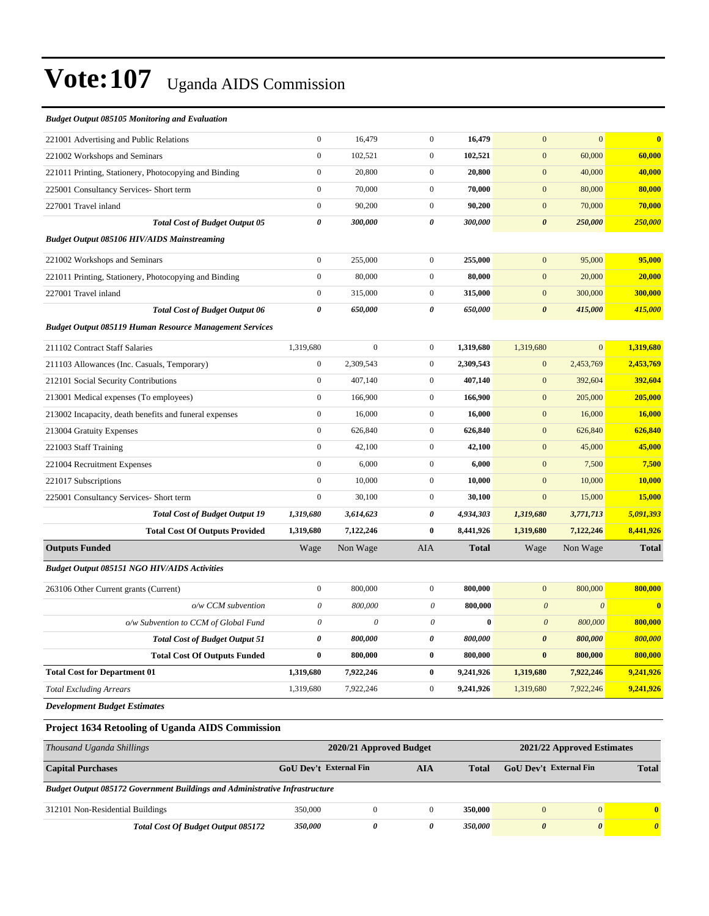# Vote:107 Uganda AIDS Commission

| | | | | | | | |
|---|---|---|---|---|---|---|---|
| ***Budget Output 085105 Monitoring and Evaluation*** | | | | | | | |
| 221001 Advertising and Public Relations | 0 | 16,479 | 0 | **16,479** | 0 | 0 | **0** |
| 221002 Workshops and Seminars | 0 | 102,521 | 0 | **102,521** | 0 | 60,000 | **60,000** |
| 221011 Printing, Stationery, Photocopying and Binding | 0 | 20,800 | 0 | **20,800** | 0 | 40,000 | **40,000** |
| 225001 Consultancy Services- Short term | 0 | 70,000 | 0 | **70,000** | 0 | 80,000 | **80,000** |
| 227001 Travel inland | 0 | 90,200 | 0 | **90,200** | 0 | 70,000 | **70,000** |
| ***Total Cost of Budget Output 05*** | ***0*** | ***300,000*** | ***0*** | ***300,000*** | ***0*** | ***250,000*** | ***250,000*** |
| ***Budget Output 085106 HIV/AIDS Mainstreaming*** | | | | | | | |
| 221002 Workshops and Seminars | 0 | 255,000 | 0 | **255,000** | 0 | 95,000 | **95,000** |
| 221011 Printing, Stationery, Photocopying and Binding | 0 | 80,000 | 0 | **80,000** | 0 | 20,000 | **20,000** |
| 227001 Travel inland | 0 | 315,000 | 0 | **315,000** | 0 | 300,000 | **300,000** |
| ***Total Cost of Budget Output 06*** | ***0*** | ***650,000*** | ***0*** | ***650,000*** | ***0*** | ***415,000*** | ***415,000*** |
| ***Budget Output 085119 Human Resource Management Services*** | | | | | | | |
| 211102 Contract Staff Salaries | 1,319,680 | 0 | 0 | **1,319,680** | 1,319,680 | 0 | **1,319,680** |
| 211103 Allowances (Inc. Casuals, Temporary) | 0 | 2,309,543 | 0 | **2,309,543** | 0 | 2,453,769 | **2,453,769** |
| 212101 Social Security Contributions | 0 | 407,140 | 0 | **407,140** | 0 | 392,604 | **392,604** |
| 213001 Medical expenses (To employees) | 0 | 166,900 | 0 | **166,900** | 0 | 205,000 | **205,000** |
| 213002 Incapacity, death benefits and funeral expenses | 0 | 16,000 | 0 | **16,000** | 0 | 16,000 | **16,000** |
| 213004 Gratuity Expenses | 0 | 626,840 | 0 | **626,840** | 0 | 626,840 | **626,840** |
| 221003 Staff Training | 0 | 42,100 | 0 | **42,100** | 0 | 45,000 | **45,000** |
| 221004 Recruitment Expenses | 0 | 6,000 | 0 | **6,000** | 0 | 7,500 | **7,500** |
| 221017 Subscriptions | 0 | 10,000 | 0 | **10,000** | 0 | 10,000 | **10,000** |
| 225001 Consultancy Services- Short term | 0 | 30,100 | 0 | **30,100** | 0 | 15,000 | **15,000** |
| ***Total Cost of Budget Output 19*** | ***1,319,680*** | ***3,614,623*** | ***0*** | ***4,934,303*** | ***1,319,680*** | ***3,771,713*** | ***5,091,393*** |
| **Total Cost Of Outputs Provided** | **1,319,680** | **7,122,246** | **0** | **8,441,926** | **1,319,680** | **7,122,246** | **8,441,926** |
| **Outputs Funded** | Wage | Non Wage | AIA | **Total** | Wage | Non Wage | **Total** |
| ***Budget Output 085151 NGO HIV/AIDS Activities*** | | | | | | | |
| 263106 Other Current grants (Current) | 0 | 800,000 | 0 | **800,000** | 0 | 800,000 | **800,000** |
| *o/w CCM subvention* | *0* | *800,000* | *0* | **800,000** | *0* | *0* | **0** |
| *o/w Subvention to CCM of Global Fund* | *0* | *0* | *0* | **0** | *0* | *800,000* | **800,000** |
| ***Total Cost of Budget Output 51*** | ***0*** | ***800,000*** | ***0*** | ***800,000*** | ***0*** | ***800,000*** | ***800,000*** |
| **Total Cost Of Outputs Funded** | **0** | **800,000** | **0** | **800,000** | **0** | **800,000** | **800,000** |
| **Total Cost for Department 01** | **1,319,680** | **7,922,246** | **0** | **9,241,926** | **1,319,680** | **7,922,246** | **9,241,926** |
| *Total Excluding Arrears* | 1,319,680 | 7,922,246 | 0 | **9,241,926** | 1,319,680 | 7,922,246 | **9,241,926** |

***Development Budget Estimates***

### Project 1634 Retooling of Uganda AIDS Commission

| *Thousand Uganda Shillings* | 2020/21 Approved Budget | | | | 2021/22 Approved Estimates | | |
|---|---|---|---|---|---|---|---|
| **Capital Purchases** | **GoU Dev't** | **External Fin** | **AIA** | **Total** | **GoU Dev't** | **External Fin** | **Total** |
| ***Budget Output 085172 Government Buildings and Administrative Infrastructure*** | | | | | | | |
| 312101 Non-Residential Buildings | 350,000 | 0 | 0 | **350,000** | 0 | 0 | **0** |
| ***Total Cost Of Budget Output 085172*** | ***350,000*** | ***0*** | ***0*** | ***350,000*** | ***0*** | ***0*** | ***0*** |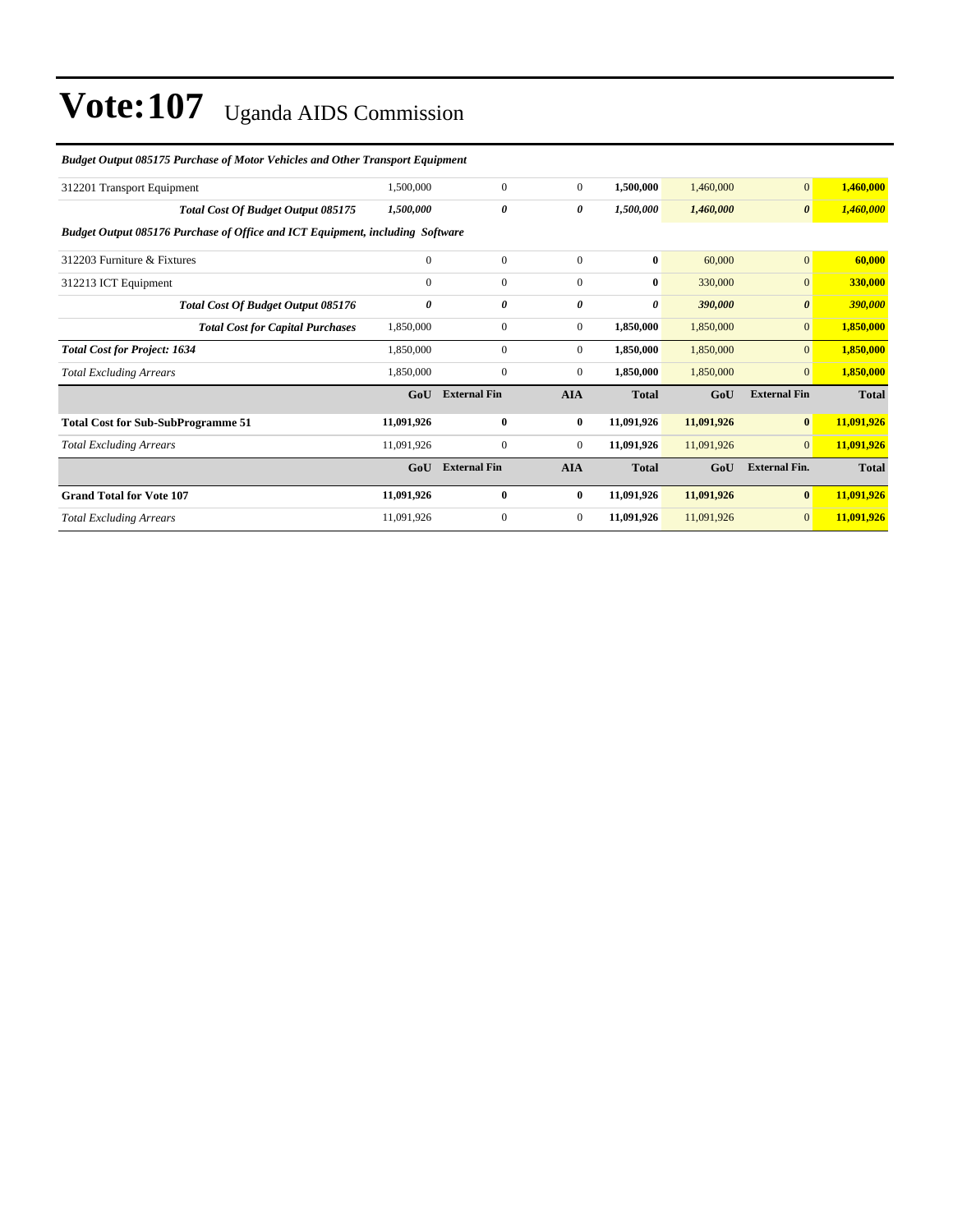# Vote:107 Uganda AIDS Commission

| | | | | | | | |
|---|---|---|---|---|---|---|---|
| ***Budget Output 085175 Purchase of Motor Vehicles and Other Transport Equipment*** | | | | | | | |
| 312201 Transport Equipment | 1,500,000 | 0 | 0 | **1,500,000** | 1,460,000 | 0 | **1,460,000** |
| ***Total Cost Of Budget Output 085175*** | ***1,500,000*** | ***0*** | ***0*** | ***1,500,000*** | ***1,460,000*** | ***0*** | ***1,460,000*** |
| ***Budget Output 085176 Purchase of Office and ICT Equipment, including Software*** | | | | | | | |
| 312203 Furniture & Fixtures | 0 | 0 | 0 | **0** | 60,000 | 0 | **60,000** |
| 312213 ICT Equipment | 0 | 0 | 0 | **0** | 330,000 | 0 | **330,000** |
| ***Total Cost Of Budget Output 085176*** | ***0*** | ***0*** | ***0*** | ***0*** | ***390,000*** | ***0*** | ***390,000*** |
| ***Total Cost for Capital Purchases*** | 1,850,000 | 0 | 0 | **1,850,000** | 1,850,000 | 0 | **1,850,000** |
| ***Total Cost for Project: 1634*** | 1,850,000 | 0 | 0 | **1,850,000** | 1,850,000 | 0 | **1,850,000** |
| *Total Excluding Arrears* | 1,850,000 | 0 | 0 | **1,850,000** | 1,850,000 | 0 | **1,850,000** |
| | **GoU** | **External Fin** | **AIA** | **Total** | **GoU** | **External Fin** | **Total** |
| **Total Cost for Sub-SubProgramme 51** | **11,091,926** | **0** | **0** | **11,091,926** | **11,091,926** | **0** | **11,091,926** |
| *Total Excluding Arrears* | 11,091,926 | 0 | 0 | **11,091,926** | 11,091,926 | 0 | **11,091,926** |
| | **GoU** | **External Fin** | **AIA** | **Total** | **GoU** | **External Fin.** | **Total** |
| **Grand Total for Vote 107** | **11,091,926** | **0** | **0** | **11,091,926** | **11,091,926** | **0** | **11,091,926** |
| *Total Excluding Arrears* | 11,091,926 | 0 | 0 | **11,091,926** | 11,091,926 | 0 | **11,091,926** |